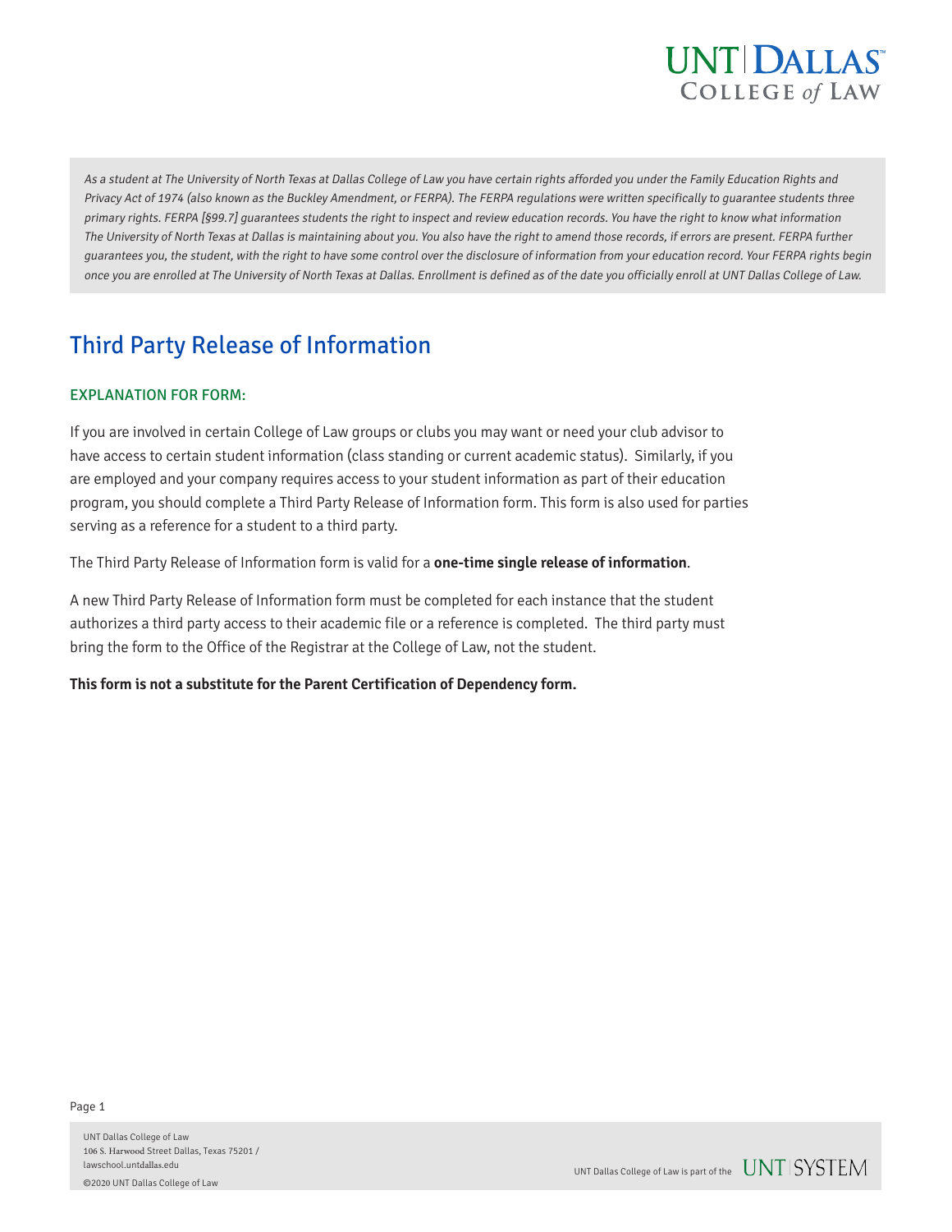UNT DALLAS
COLLEGE *of* LAW

*As a student at The University of North Texas at Dallas College of Law you have certain rights afforded you under the Family Education Rights and Privacy Act of 1974 (also known as the Buckley Amendment, or FERPA). The FERPA regulations were written specifically to guarantee students three primary rights. FERPA [§99.7] guarantees students the right to inspect and review education records. You have the right to know what information The University of North Texas at Dallas is maintaining about you. You also have the right to amend those records, if errors are present. FERPA further guarantees you, the student, with the right to have some control over the disclosure of information from your education record. Your FERPA rights begin once you are enrolled at The University of North Texas at Dallas. Enrollment is defined as of the date you officially enroll at UNT Dallas College of Law.*

# Third Party Release of Information

## EXPLANATION FOR FORM:

If you are involved in certain College of Law groups or clubs you may want or need your club advisor to have access to certain student information (class standing or current academic status). Similarly, if you are employed and your company requires access to your student information as part of their education program, you should complete a Third Party Release of Information form. This form is also used for parties serving as a reference for a student to a third party.

The Third Party Release of Information form is valid for a **one-time single release of information**.

A new Third Party Release of Information form must be completed for each instance that the student authorizes a third party access to their academic file or a reference is completed. The third party must bring the form to the Office of the Registrar at the College of Law, not the student.

**This form is not a substitute for the Parent Certification of Dependency form.**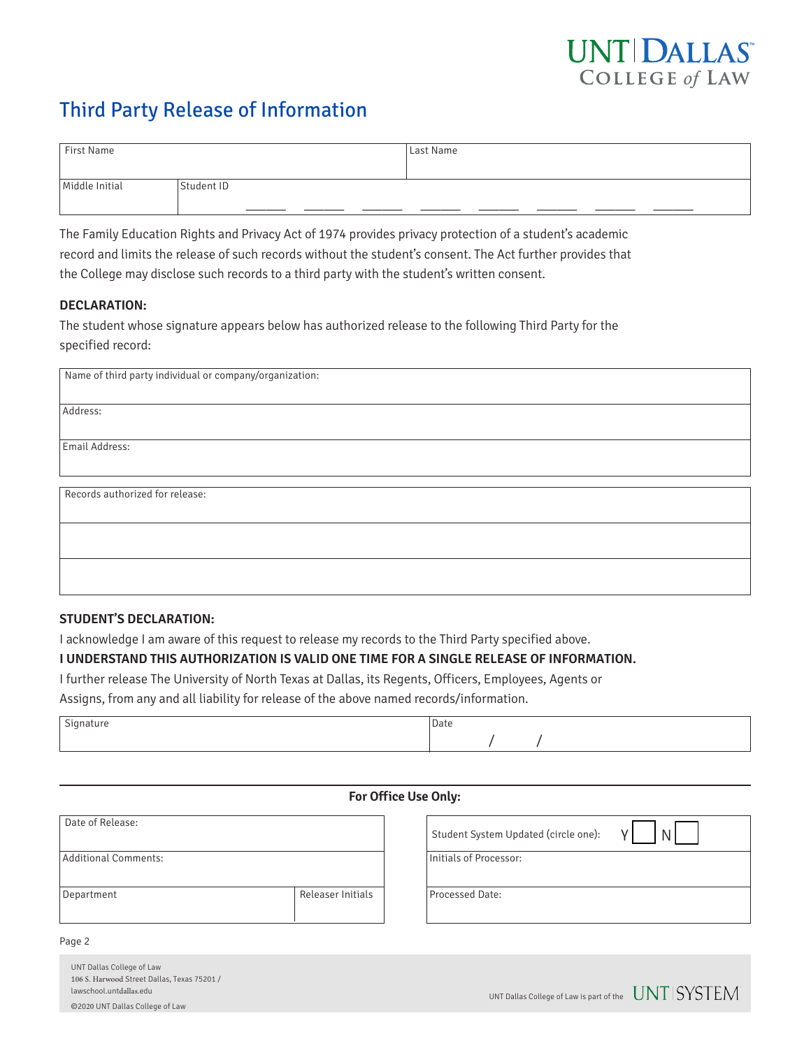UNT DALLAS
COLLEGE of LAW

# Third Party Release of Information

| | | |
|---|---|---|
| First Name | | Last Name |
| Middle Initial | Student ID ______ ______ ______ ______ ______ ______ ______ ______ | |

The Family Education Rights and Privacy Act of 1974 provides privacy protection of a student's academic record and limits the release of such records without the student's consent. The Act further provides that the College may disclose such records to a third party with the student's written consent.

**DECLARATION:**

The student whose signature appears below has authorized release to the following Third Party for the specified record:

| |
|---|
| Name of third party individual or company/organization: |
| Address: |
| Email Address: |

| |
|---|
| Records authorized for release: |
| |
| |

**STUDENT'S DECLARATION:**

I acknowledge I am aware of this request to release my records to the Third Party specified above.

**I UNDERSTAND THIS AUTHORIZATION IS VALID ONE TIME FOR A SINGLE RELEASE OF INFORMATION.**

I further release The University of North Texas at Dallas, its Regents, Officers, Employees, Agents or Assigns, from any and all liability for release of the above named records/information.

| | |
|---|---|
| Signature | Date / / |

**For Office Use Only:**

| | | |
|---|---|---|
| Date of Release: | | Student System Updated (circle one): Y ☐ N ☐ |
| Additional Comments: | | Initials of Processor: |
| Department | Releaser Initials | Processed Date: |

UNT Dallas College of Law
106 S. Harwood Street Dallas, Texas 75201 /
lawschool.untdallas.edu
©2020 UNT Dallas College of Law

UNT Dallas College of Law is part of the UNT SYSTEM